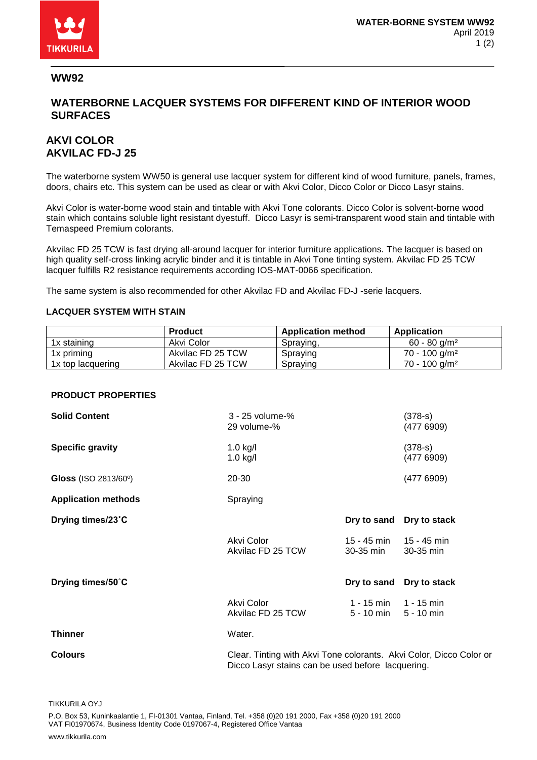## WW92

# WATERBORNE LACQUER SYSTEMS FOR DIFFERENT KIND OF INTERIOR WOOD SURFACES

## AKVI COLOR
## AKVILAC FD-J 25

The waterborne system WW50 is general use lacquer system for different kind of wood furniture, panels, frames, doors, chairs etc. This system can be used as clear or with Akvi Color, Dicco Color or Dicco Lasyr stains.

Akvi Color is water-borne wood stain and tintable with Akvi Tone colorants. Dicco Color is solvent-borne wood stain which contains soluble light resistant dyestuff. Dicco Lasyr is semi-transparent wood stain and tintable with Temaspeed Premium colorants.

Akvilac FD 25 TCW is fast drying all-around lacquer for interior furniture applications. The lacquer is based on high quality self-cross linking acrylic binder and it is tintable in Akvi Tone tinting system. Akvilac FD 25 TCW lacquer fulfills R2 resistance requirements according IOS-MAT-0066 specification.

The same system is also recommended for other Akvilac FD and Akvilac FD-J -serie lacquers.

**LACQUER SYSTEM WITH STAIN**

| | Product | Application method | Application |
|---|---|---|---|
| 1x staining | Akvi Color | Spraying, | 60 - 80 g/m² |
| 1x priming | Akvilac FD 25 TCW | Spraying | 70 - 100 g/m² |
| 1x top lacquering | Akvilac FD 25 TCW | Spraying | 70 - 100 g/m² |

**PRODUCT PROPERTIES**

| | | | |
|---|---|---|---|
| **Solid Content** | 3 - 25 volume-%<br>29 volume-% | | (378-s)<br>(477 6909) |
| **Specific gravity** | 1.0 kg/l<br>1.0 kg/l | | (378-s)<br>(477 6909) |
| **Gloss** (ISO 2813/60º) | 20-30 | | (477 6909) |
| **Application methods** | Spraying | | |
| **Drying times/23˚C** | | **Dry to sand** | **Dry to stack** |
| | Akvi Color<br>Akvilac FD 25 TCW | 15 - 45 min<br>30-35 min | 15 - 45 min<br>30-35 min |
| **Drying times/50˚C** | | **Dry to sand** | **Dry to stack** |
| | Akvi Color<br>Akvilac FD 25 TCW | 1 - 15 min<br>5 - 10 min | 1 - 15 min<br>5 - 10 min |
| **Thinner** | Water. | | |
| **Colours** | Clear. Tinting with Akvi Tone colorants. Akvi Color, Dicco Color or Dicco Lasyr stains can be used before lacquering. | | |

TIKKURILA OYJ

P.O. Box 53, Kuninkaalantie 1, FI-01301 Vantaa, Finland, Tel. +358 (0)20 191 2000, Fax +358 (0)20 191 2000
VAT FI01970674, Business Identity Code 0197067-4, Registered Office Vantaa

www.tikkurila.com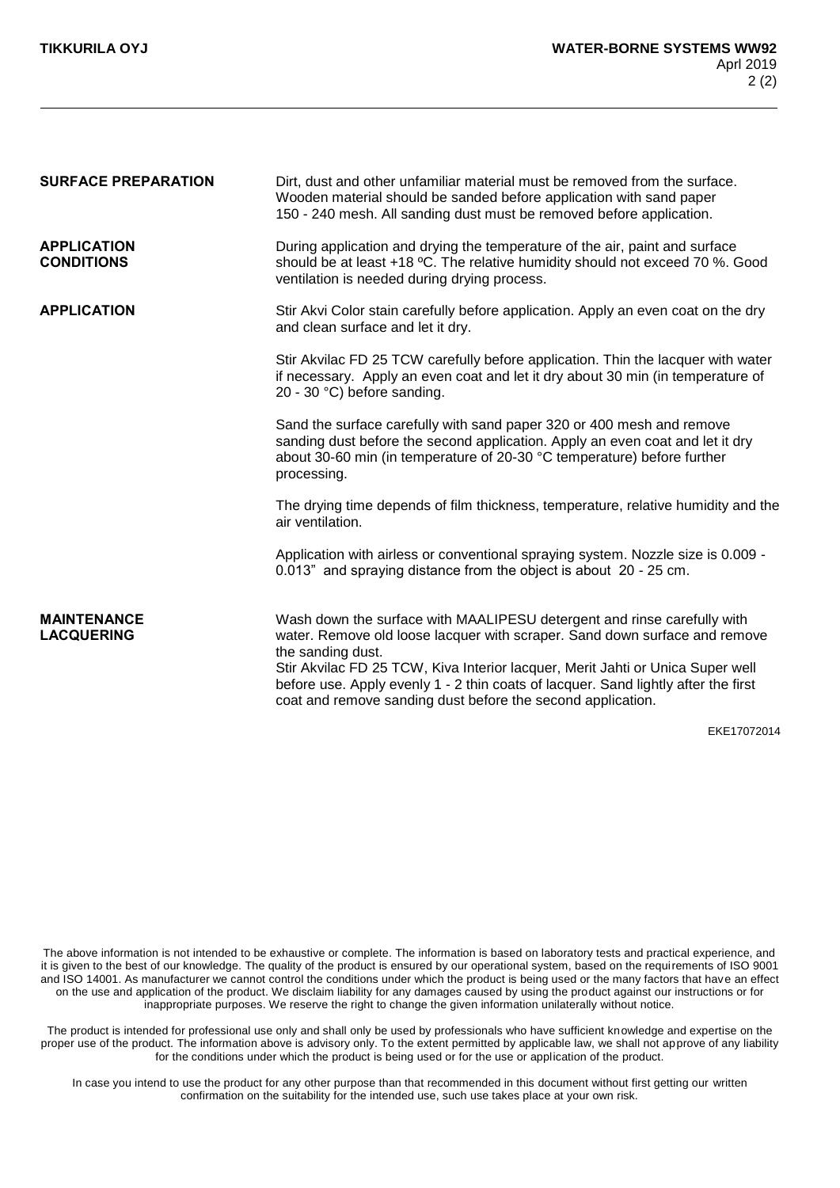## SURFACE PREPARATION

Dirt, dust and other unfamiliar material must be removed from the surface. Wooden material should be sanded before application with sand paper 150 - 240 mesh. All sanding dust must be removed before application.

## APPLICATION CONDITIONS

During application and drying the temperature of the air, paint and surface should be at least +18 ºC. The relative humidity should not exceed 70 %. Good ventilation is needed during drying process.

## APPLICATION

Stir Akvi Color stain carefully before application. Apply an even coat on the dry and clean surface and let it dry.

Stir Akvilac FD 25 TCW carefully before application. Thin the lacquer with water if necessary. Apply an even coat and let it dry about 30 min (in temperature of 20 - 30 °C) before sanding.

Sand the surface carefully with sand paper 320 or 400 mesh and remove sanding dust before the second application. Apply an even coat and let it dry about 30-60 min (in temperature of 20-30 °C temperature) before further processing.

The drying time depends of film thickness, temperature, relative humidity and the air ventilation.

Application with airless or conventional spraying system. Nozzle size is 0.009 - 0.013" and spraying distance from the object is about 20 - 25 cm.

## MAINTENANCE LACQUERING

Wash down the surface with MAALIPESU detergent and rinse carefully with water. Remove old loose lacquer with scraper. Sand down surface and remove the sanding dust.
Stir Akvilac FD 25 TCW, Kiva Interior lacquer, Merit Jahti or Unica Super well before use. Apply evenly 1 - 2 thin coats of lacquer. Sand lightly after the first coat and remove sanding dust before the second application.

EKE17072014

The above information is not intended to be exhaustive or complete. The information is based on laboratory tests and practical experience, and it is given to the best of our knowledge. The quality of the product is ensured by our operational system, based on the requirements of ISO 9001 and ISO 14001. As manufacturer we cannot control the conditions under which the product is being used or the many factors that have an effect on the use and application of the product. We disclaim liability for any damages caused by using the product against our instructions or for inappropriate purposes. We reserve the right to change the given information unilaterally without notice.

The product is intended for professional use only and shall only be used by professionals who have sufficient knowledge and expertise on the proper use of the product. The information above is advisory only. To the extent permitted by applicable law, we shall not approve of any liability for the conditions under which the product is being used or for the use or application of the product.

In case you intend to use the product for any other purpose than that recommended in this document without first getting our written confirmation on the suitability for the intended use, such use takes place at your own risk.